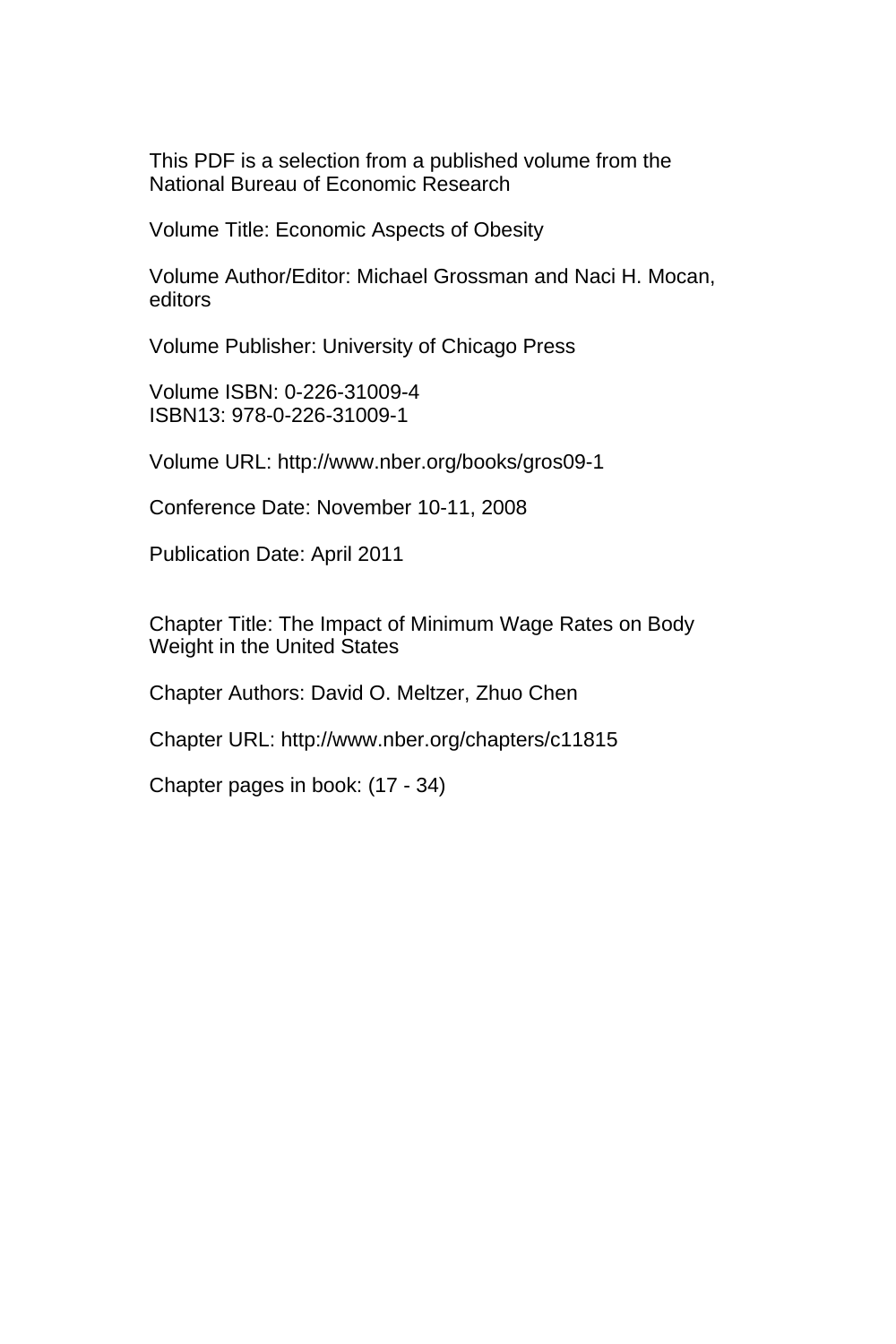This PDF is a selection from a published volume from the National Bureau of Economic Research

Volume Title: Economic Aspects of Obesity

Volume Author/Editor: Michael Grossman and Naci H. Mocan, editors

Volume Publisher: University of Chicago Press

Volume ISBN: 0-226-31009-4
ISBN13: 978-0-226-31009-1

Volume URL: http://www.nber.org/books/gros09-1

Conference Date: November 10-11, 2008

Publication Date: April 2011

Chapter Title: The Impact of Minimum Wage Rates on Body Weight in the United States

Chapter Authors: David O. Meltzer, Zhuo Chen

Chapter URL: http://www.nber.org/chapters/c11815

Chapter pages in book: (17 - 34)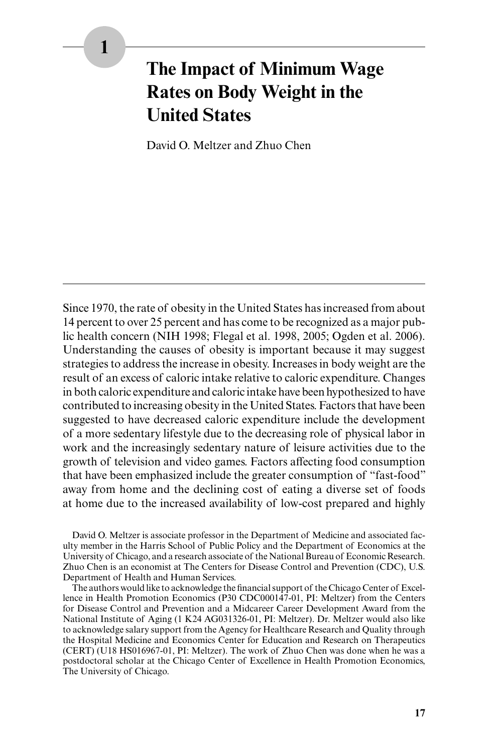# 1

# The Impact of Minimum Wage Rates on Body Weight in the United States

David O. Meltzer and Zhuo Chen

Since 1970, the rate of obesity in the United States has increased from about 14 percent to over 25 percent and has come to be recognized as a major public health concern (NIH 1998; Flegal et al. 1998, 2005; Ogden et al. 2006). Understanding the causes of obesity is important because it may suggest strategies to address the increase in obesity. Increases in body weight are the result of an excess of caloric intake relative to caloric expenditure. Changes in both caloric expenditure and caloric intake have been hypothesized to have contributed to increasing obesity in the United States. Factors that have been suggested to have decreased caloric expenditure include the development of a more sedentary lifestyle due to the decreasing role of physical labor in work and the increasingly sedentary nature of leisure activities due to the growth of television and video games. Factors affecting food consumption that have been emphasized include the greater consumption of "fast-food" away from home and the declining cost of eating a diverse set of foods at home due to the increased availability of low-cost prepared and highly

David O. Meltzer is associate professor in the Department of Medicine and associated faculty member in the Harris School of Public Policy and the Department of Economics at the University of Chicago, and a research associate of the National Bureau of Economic Research. Zhuo Chen is an economist at The Centers for Disease Control and Prevention (CDC), U.S. Department of Health and Human Services.

The authors would like to acknowledge the financial support of the Chicago Center of Excellence in Health Promotion Economics (P30 CDC000147-01, PI: Meltzer) from the Centers for Disease Control and Prevention and a Midcareer Career Development Award from the National Institute of Aging (1 K24 AG031326-01, PI: Meltzer). Dr. Meltzer would also like to acknowledge salary support from the Agency for Healthcare Research and Quality through the Hospital Medicine and Economics Center for Education and Research on Therapeutics (CERT) (U18 HS016967-01, PI: Meltzer). The work of Zhuo Chen was done when he was a postdoctoral scholar at the Chicago Center of Excellence in Health Promotion Economics, The University of Chicago.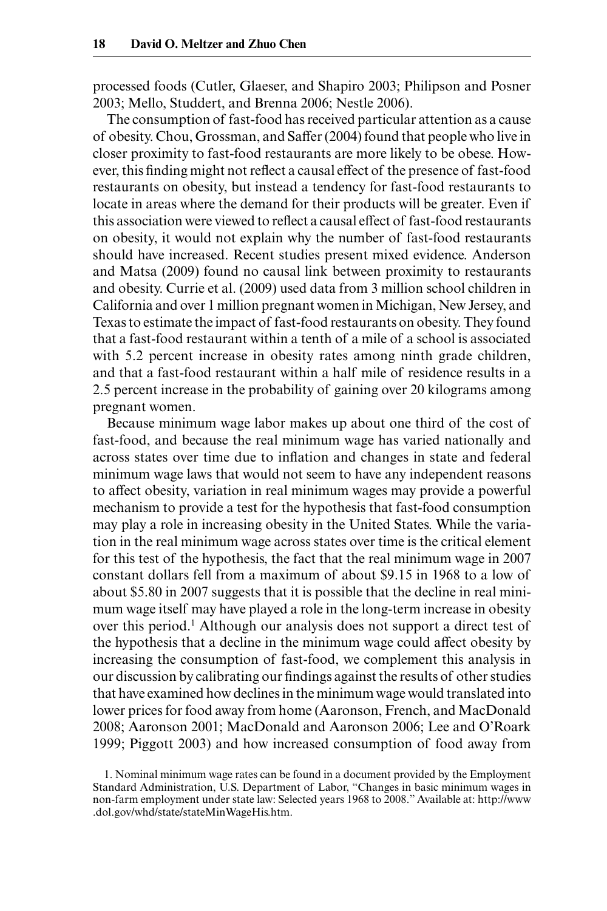processed foods (Cutler, Glaeser, and Shapiro 2003; Philipson and Posner 2003; Mello, Studdert, and Brenna 2006; Nestle 2006).

The consumption of fast-food has received particular attention as a cause of obesity. Chou, Grossman, and Saffer (2004) found that people who live in closer proximity to fast-food restaurants are more likely to be obese. However, this finding might not reflect a causal effect of the presence of fast-food restaurants on obesity, but instead a tendency for fast-food restaurants to locate in areas where the demand for their products will be greater. Even if this association were viewed to reflect a causal effect of fast-food restaurants on obesity, it would not explain why the number of fast-food restaurants should have increased. Recent studies present mixed evidence. Anderson and Matsa (2009) found no causal link between proximity to restaurants and obesity. Currie et al. (2009) used data from 3 million school children in California and over 1 million pregnant women in Michigan, New Jersey, and Texas to estimate the impact of fast-food restaurants on obesity. They found that a fast-food restaurant within a tenth of a mile of a school is associated with 5.2 percent increase in obesity rates among ninth grade children, and that a fast-food restaurant within a half mile of residence results in a 2.5 percent increase in the probability of gaining over 20 kilograms among pregnant women.

Because minimum wage labor makes up about one third of the cost of fast-food, and because the real minimum wage has varied nationally and across states over time due to inflation and changes in state and federal minimum wage laws that would not seem to have any independent reasons to affect obesity, variation in real minimum wages may provide a powerful mechanism to provide a test for the hypothesis that fast-food consumption may play a role in increasing obesity in the United States. While the variation in the real minimum wage across states over time is the critical element for this test of the hypothesis, the fact that the real minimum wage in 2007 constant dollars fell from a maximum of about \$9.15 in 1968 to a low of about \$5.80 in 2007 suggests that it is possible that the decline in real minimum wage itself may have played a role in the long-term increase in obesity over this period.[1] Although our analysis does not support a direct test of the hypothesis that a decline in the minimum wage could affect obesity by increasing the consumption of fast-food, we complement this analysis in our discussion by calibrating our findings against the results of other studies that have examined how declines in the minimum wage would translated into lower prices for food away from home (Aaronson, French, and MacDonald 2008; Aaronson 2001; MacDonald and Aaronson 2006; Lee and O'Roark 1999; Piggott 2003) and how increased consumption of food away from

1. Nominal minimum wage rates can be found in a document provided by the Employment Standard Administration, U.S. Department of Labor, "Changes in basic minimum wages in non-farm employment under state law: Selected years 1968 to 2008." Available at: http://www.dol.gov/whd/state/stateMinWageHis.htm.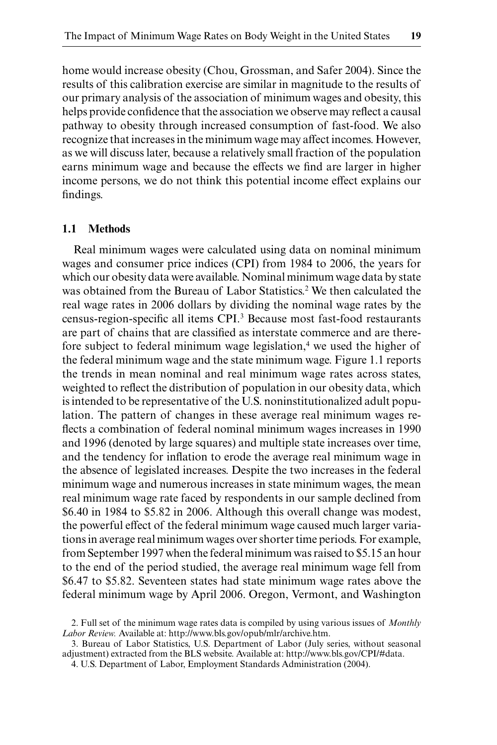home would increase obesity (Chou, Grossman, and Safer 2004). Since the results of this calibration exercise are similar in magnitude to the results of our primary analysis of the association of minimum wages and obesity, this helps provide confidence that the association we observe may reflect a causal pathway to obesity through increased consumption of fast-food. We also recognize that increases in the minimum wage may affect incomes. However, as we will discuss later, because a relatively small fraction of the population earns minimum wage and because the effects we find are larger in higher income persons, we do not think this potential income effect explains our findings.

## 1.1 Methods

Real minimum wages were calculated using data on nominal minimum wages and consumer price indices (CPI) from 1984 to 2006, the years for which our obesity data were available. Nominal minimum wage data by state was obtained from the Bureau of Labor Statistics.[2] We then calculated the real wage rates in 2006 dollars by dividing the nominal wage rates by the census-region-specific all items CPI.[3] Because most fast-food restaurants are part of chains that are classified as interstate commerce and are therefore subject to federal minimum wage legislation,[4] we used the higher of the federal minimum wage and the state minimum wage. Figure 1.1 reports the trends in mean nominal and real minimum wage rates across states, weighted to reflect the distribution of population in our obesity data, which is intended to be representative of the U.S. noninstitutionalized adult population. The pattern of changes in these average real minimum wages reflects a combination of federal nominal minimum wages increases in 1990 and 1996 (denoted by large squares) and multiple state increases over time, and the tendency for inflation to erode the average real minimum wage in the absence of legislated increases. Despite the two increases in the federal minimum wage and numerous increases in state minimum wages, the mean real minimum wage rate faced by respondents in our sample declined from $6.40 in 1984 to $5.82 in 2006. Although this overall change was modest, the powerful effect of the federal minimum wage caused much larger variations in average real minimum wages over shorter time periods. For example, from September 1997 when the federal minimum was raised to $5.15 an hour to the end of the period studied, the average real minimum wage fell from $6.47 to $5.82. Seventeen states had state minimum wage rates above the federal minimum wage by April 2006. Oregon, Vermont, and Washington

2. Full set of the minimum wage rates data is compiled by using various issues of *Monthly Labor Review.* Available at: http://www.bls.gov/opub/mlr/archive.htm.

3. Bureau of Labor Statistics, U.S. Department of Labor (July series, without seasonal adjustment) extracted from the BLS website. Available at: http://www.bls.gov/CPI/#data.

4. U.S. Department of Labor, Employment Standards Administration (2004).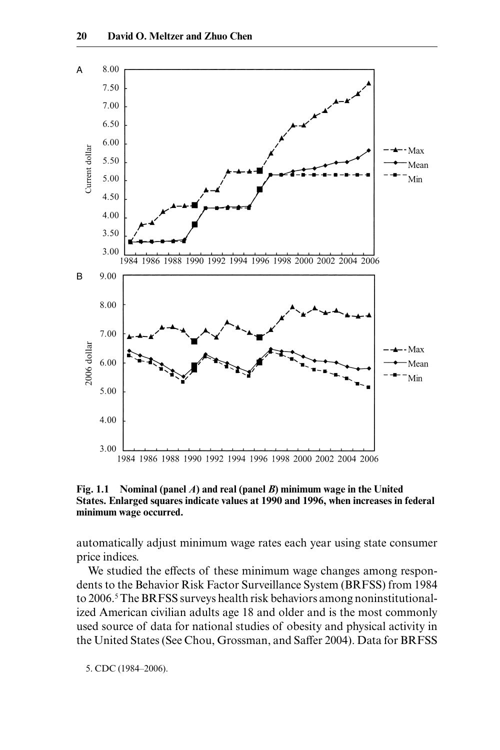Fig. 1.1 Nominal (panel *A*) and real (panel *B*) minimum wage in the United States. Enlarged squares indicate values at 1990 and 1996, when increases in federal minimum wage occurred.

automatically adjust minimum wage rates each year using state consumer price indices.

We studied the effects of these minimum wage changes among respondents to the Behavior Risk Factor Surveillance System (BRFSS) from 1984 to 2006.[5] The BRFSS surveys health risk behaviors among noninstitutionalized American civilian adults age 18 and older and is the most commonly used source of data for national studies of obesity and physical activity in the United States (See Chou, Grossman, and Saffer 2004). Data for BRFSS

5. CDC (1984–2006).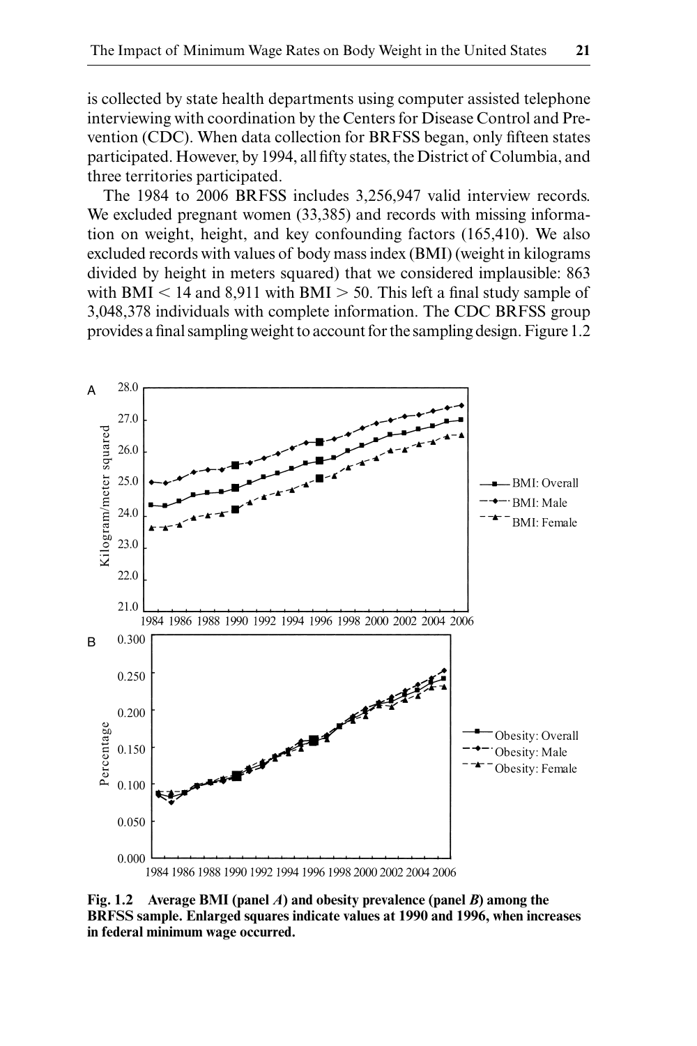is collected by state health departments using computer assisted telephone interviewing with coordination by the Centers for Disease Control and Prevention (CDC). When data collection for BRFSS began, only fifteen states participated. However, by 1994, all fifty states, the District of Columbia, and three territories participated.

The 1984 to 2006 BRFSS includes 3,256,947 valid interview records. We excluded pregnant women (33,385) and records with missing information on weight, height, and key confounding factors (165,410). We also excluded records with values of body mass index (BMI) (weight in kilograms divided by height in meters squared) that we considered implausible: 863 with BMI < 14 and 8,911 with BMI > 50. This left a final study sample of 3,048,378 individuals with complete information. The CDC BRFSS group provides a final sampling weight to account for the sampling design. Figure 1.2

**Fig. 1.2 Average BMI (panel *A*) and obesity prevalence (panel *B*) among the BRFSS sample. Enlarged squares indicate values at 1990 and 1996, when increases in federal minimum wage occurred.**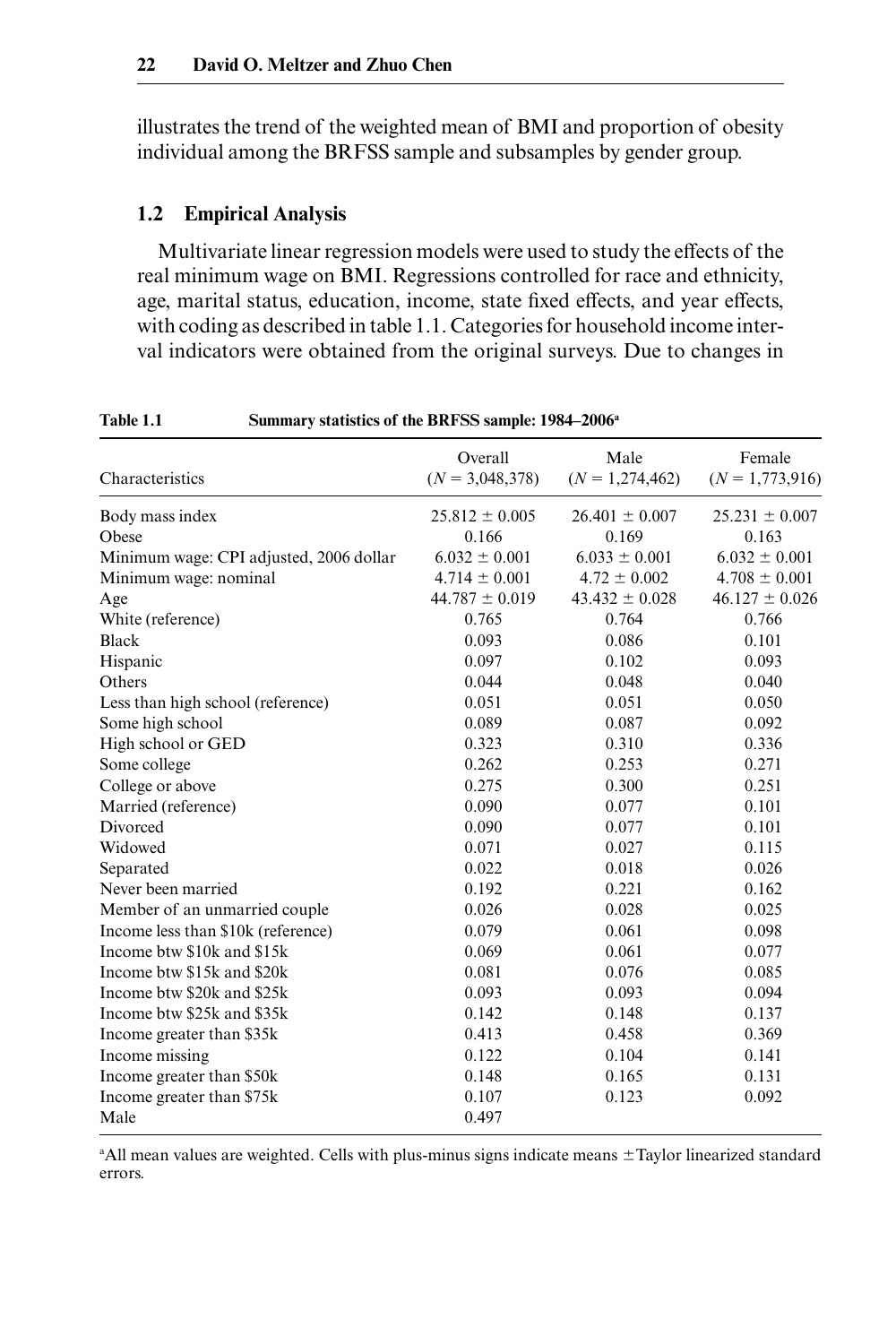illustrates the trend of the weighted mean of BMI and proportion of obesity individual among the BRFSS sample and subsamples by gender group.

## 1.2 Empirical Analysis

Multivariate linear regression models were used to study the effects of the real minimum wage on BMI. Regressions controlled for race and ethnicity, age, marital status, education, income, state fixed effects, and year effects, with coding as described in table 1.1. Categories for household income interval indicators were obtained from the original surveys. Due to changes in

**Table 1.1 Summary statistics of the BRFSS sample: 1984–2006[a]**

| Characteristics | Overall ($N$ = 3,048,378) | Male ($N$ = 1,274,462) | Female ($N$ = 1,773,916) |
|---|---|---|---|
| Body mass index | 25.812 ± 0.005 | 26.401 ± 0.007 | 25.231 ± 0.007 |
| Obese | 0.166 | 0.169 | 0.163 |
| Minimum wage: CPI adjusted, 2006 dollar | 6.032 ± 0.001 | 6.033 ± 0.001 | 6.032 ± 0.001 |
| Minimum wage: nominal | 4.714 ± 0.001 | 4.72 ± 0.002 | 4.708 ± 0.001 |
| Age | 44.787 ± 0.019 | 43.432 ± 0.028 | 46.127 ± 0.026 |
| White (reference) | 0.765 | 0.764 | 0.766 |
| Black | 0.093 | 0.086 | 0.101 |
| Hispanic | 0.097 | 0.102 | 0.093 |
| Others | 0.044 | 0.048 | 0.040 |
| Less than high school (reference) | 0.051 | 0.051 | 0.050 |
| Some high school | 0.089 | 0.087 | 0.092 |
| High school or GED | 0.323 | 0.310 | 0.336 |
| Some college | 0.262 | 0.253 | 0.271 |
| College or above | 0.275 | 0.300 | 0.251 |
| Married (reference) | 0.090 | 0.077 | 0.101 |
| Divorced | 0.090 | 0.077 | 0.101 |
| Widowed | 0.071 | 0.027 | 0.115 |
| Separated | 0.022 | 0.018 | 0.026 |
| Never been married | 0.192 | 0.221 | 0.162 |
| Member of an unmarried couple | 0.026 | 0.028 | 0.025 |
| Income less than $10k (reference) | 0.079 | 0.061 | 0.098 |
| Income btw $10k and $15k | 0.069 | 0.061 | 0.077 |
| Income btw $15k and $20k | 0.081 | 0.076 | 0.085 |
| Income btw $20k and $25k | 0.093 | 0.093 | 0.094 |
| Income btw $25k and $35k | 0.142 | 0.148 | 0.137 |
| Income greater than $35k | 0.413 | 0.458 | 0.369 |
| Income missing | 0.122 | 0.104 | 0.141 |
| Income greater than $50k | 0.148 | 0.165 | 0.131 |
| Income greater than $75k | 0.107 | 0.123 | 0.092 |
| Male | 0.497 | | |

[a]All mean values are weighted. Cells with plus-minus signs indicate means ± Taylor linearized standard errors.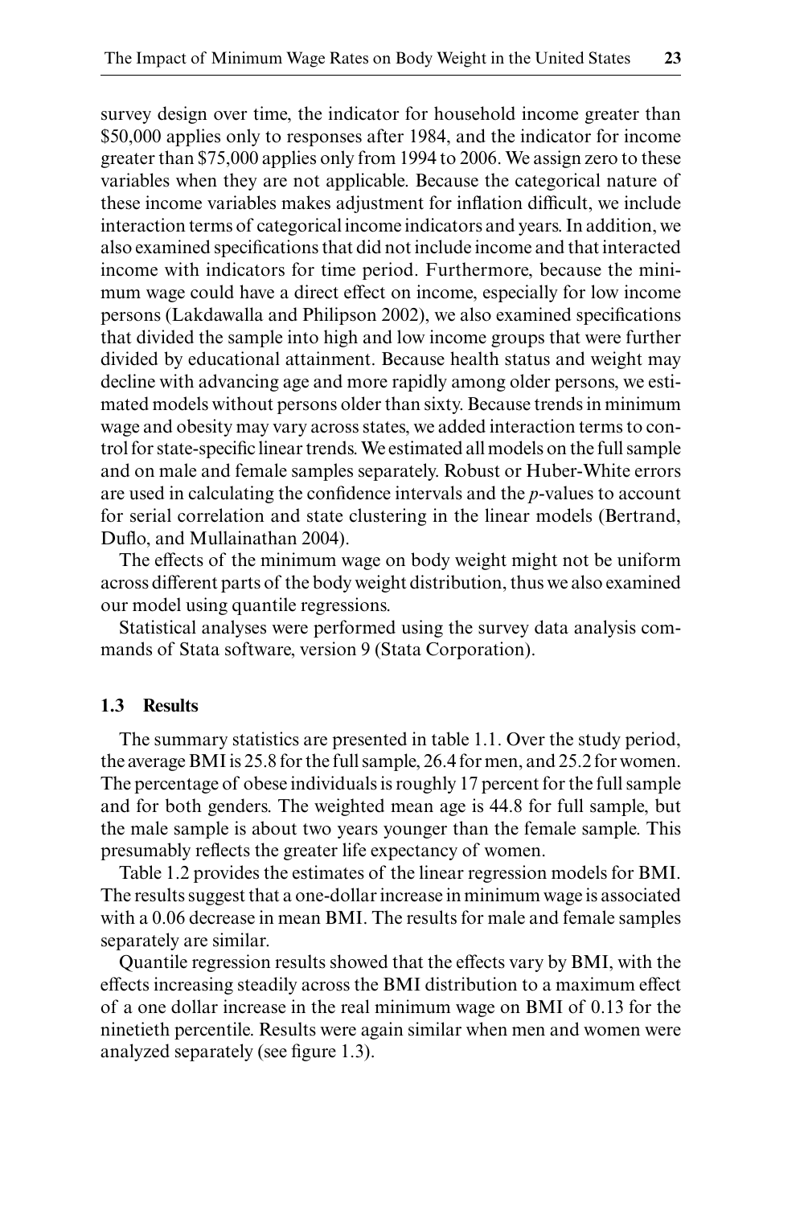survey design over time, the indicator for household income greater than \$50,000 applies only to responses after 1984, and the indicator for income greater than \$75,000 applies only from 1994 to 2006. We assign zero to these variables when they are not applicable. Because the categorical nature of these income variables makes adjustment for inflation difficult, we include interaction terms of categorical income indicators and years. In addition, we also examined specifications that did not include income and that interacted income with indicators for time period. Furthermore, because the minimum wage could have a direct effect on income, especially for low income persons (Lakdawalla and Philipson 2002), we also examined specifications that divided the sample into high and low income groups that were further divided by educational attainment. Because health status and weight may decline with advancing age and more rapidly among older persons, we estimated models without persons older than sixty. Because trends in minimum wage and obesity may vary across states, we added interaction terms to control for state-specific linear trends. We estimated all models on the full sample and on male and female samples separately. Robust or Huber-White errors are used in calculating the confidence intervals and the *p*-values to account for serial correlation and state clustering in the linear models (Bertrand, Duflo, and Mullainathan 2004).

The effects of the minimum wage on body weight might not be uniform across different parts of the body weight distribution, thus we also examined our model using quantile regressions.

Statistical analyses were performed using the survey data analysis commands of Stata software, version 9 (Stata Corporation).

### 1.3 Results

The summary statistics are presented in table 1.1. Over the study period, the average BMI is 25.8 for the full sample, 26.4 for men, and 25.2 for women. The percentage of obese individuals is roughly 17 percent for the full sample and for both genders. The weighted mean age is 44.8 for full sample, but the male sample is about two years younger than the female sample. This presumably reflects the greater life expectancy of women.

Table 1.2 provides the estimates of the linear regression models for BMI. The results suggest that a one-dollar increase in minimum wage is associated with a 0.06 decrease in mean BMI. The results for male and female samples separately are similar.

Quantile regression results showed that the effects vary by BMI, with the effects increasing steadily across the BMI distribution to a maximum effect of a one dollar increase in the real minimum wage on BMI of 0.13 for the ninetieth percentile. Results were again similar when men and women were analyzed separately (see figure 1.3).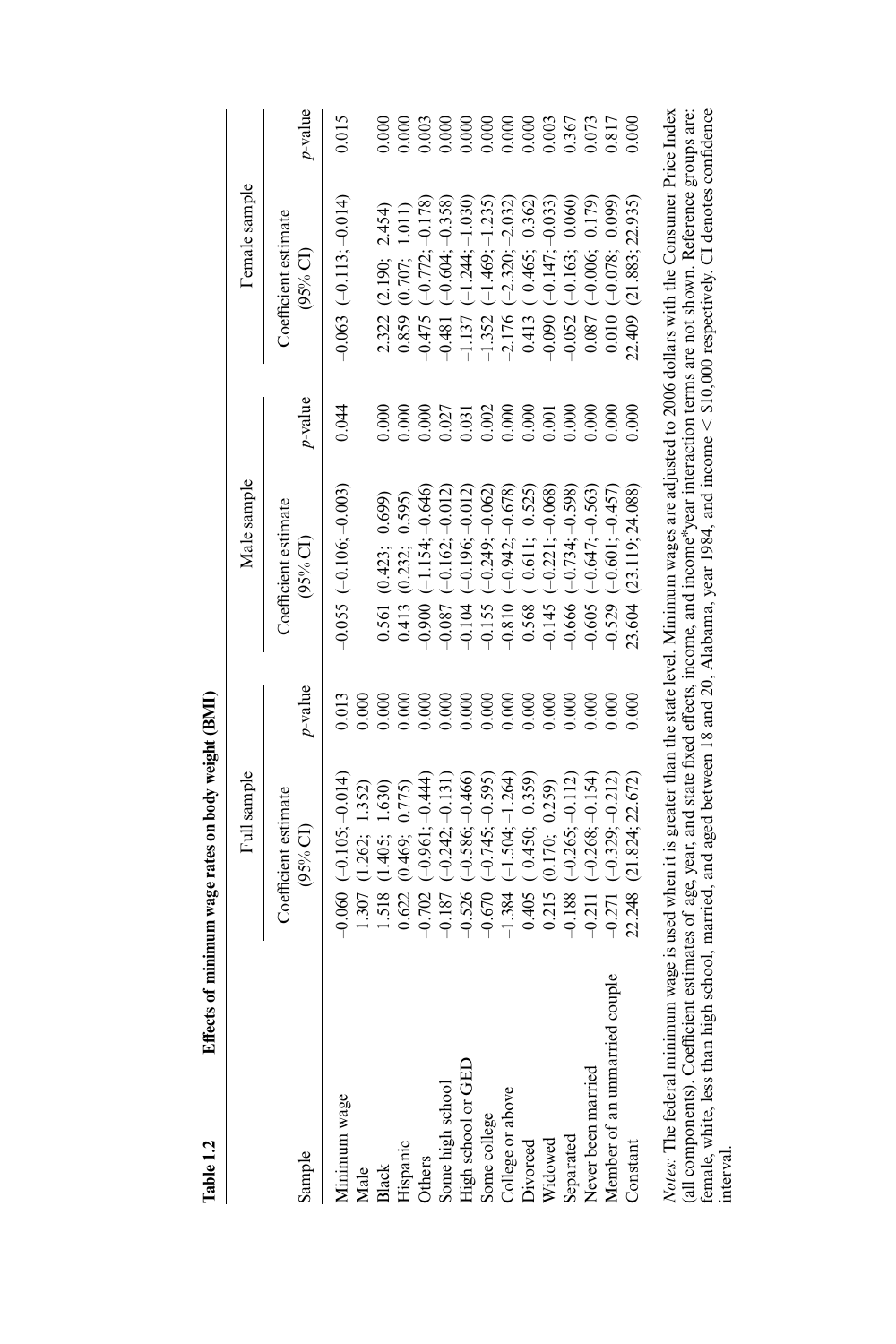**Table 1.2 Effects of minimum wage rates on body weight (BMI)**

| Sample | Full sample | | Male sample | | Female sample | |
|---|---|---|---|---|---|---|
| | Coefficient estimate (95% CI) | *p*-value | Coefficient estimate (95% CI) | *p*-value | Coefficient estimate (95% CI) | *p*-value |
| Minimum wage | −0.060 (−0.105; −0.014) | 0.013 | −0.055 (−0.106; −0.003) | 0.044 | −0.063 (−0.113; −0.014) | 0.015 |
| Male | 1.307 (1.262; 1.352) | 0.000 | | | | |
| Black | 1.518 (1.405; 1.630) | 0.000 | 0.561 (0.423; 0.699) | 0.000 | 2.322 (2.190; 2.454) | 0.000 |
| Hispanic | 0.622 (0.469; 0.775) | 0.000 | 0.413 (0.232; 0.595) | 0.000 | 0.859 (0.707; 1.011) | 0.000 |
| Others | −0.702 (−0.961; −0.444) | 0.000 | −0.900 (−1.154; −0.646) | 0.000 | −0.475 (−0.772; −0.178) | 0.003 |
| Some high school | −0.187 (−0.242; −0.131) | 0.000 | −0.087 (−0.162; −0.012) | 0.027 | −0.481 (−0.604; −0.358) | 0.000 |
| High school or GED | −0.526 (−0.586; −0.466) | 0.000 | −0.104 (−0.196; −0.012) | 0.031 | −1.137 (−1.244; −1.030) | 0.000 |
| Some college | −0.670 (−0.745; −0.595) | 0.000 | −0.155 (−0.249; −0.062) | 0.002 | −1.352 (−1.469; −1.235) | 0.000 |
| College or above | −1.384 (−1.504; −1.264) | 0.000 | −0.810 (−0.942; −0.678) | 0.000 | −2.176 (−2.320; −2.032) | 0.000 |
| Divorced | −0.405 (−0.450; −0.359) | 0.000 | −0.568 (−0.611; −0.525) | 0.000 | −0.413 (−0.465; −0.362) | 0.000 |
| Widowed | 0.215 (0.170; 0.259) | 0.000 | −0.145 (−0.221; −0.068) | 0.001 | −0.090 (−0.147; −0.033) | 0.003 |
| Separated | −0.188 (−0.265; −0.112) | 0.000 | −0.666 (−0.734; −0.598) | 0.000 | −0.052 (−0.163; 0.060) | 0.367 |
| Never been married | −0.211 (−0.268; −0.154) | 0.000 | −0.605 (−0.647; −0.563) | 0.000 | 0.087 (−0.006; 0.179) | 0.073 |
| Member of an unmarried couple | −0.271 (−0.329; −0.212) | 0.000 | −0.529 (−0.601; −0.457) | 0.000 | 0.010 (−0.078; 0.099) | 0.817 |
| Constant | 22.248 (21.824; 22.672) | 0.000 | 23.604 (23.119; 24.088) | 0.000 | 22.409 (21.883; 22.935) | 0.000 |

*Notes*: The federal minimum wage is used when it is greater than the state level. Minimum wages are adjusted to 2006 dollars with the Consumer Price Index (all components). Coefficient estimates of age, year, and state fixed effects, income, and income*year interaction terms are not shown. Reference groups are: female, white, less than high school, married, and aged between 18 and 20, Alabama, year 1984, and income < \$10,000 respectively. CI denotes confidence interval.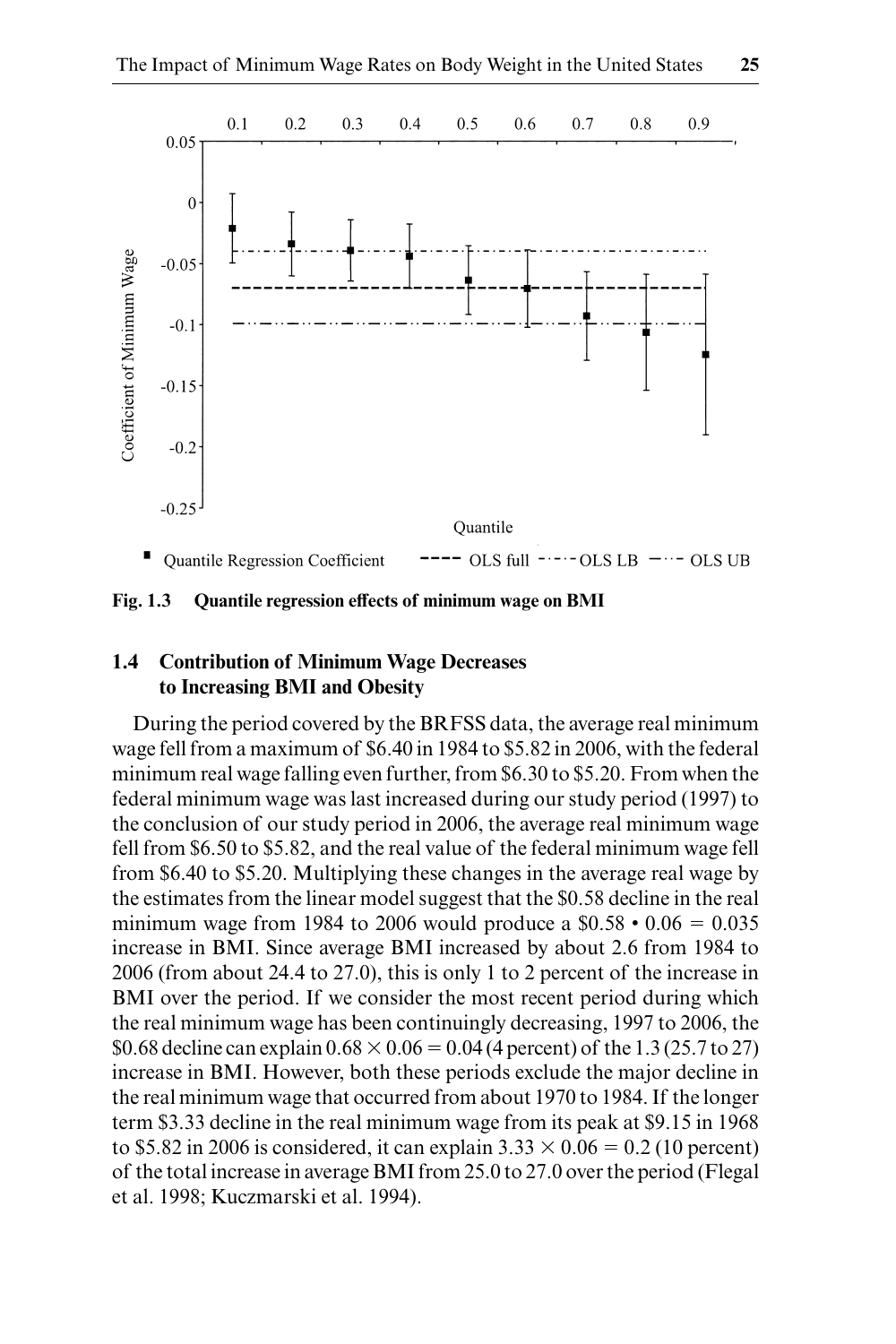**Fig. 1.3 Quantile regression effects of minimum wage on BMI**

## 1.4 Contribution of Minimum Wage Decreases to Increasing BMI and Obesity

During the period covered by the BRFSS data, the average real minimum wage fell from a maximum of \$6.40 in 1984 to \$5.82 in 2006, with the federal minimum real wage falling even further, from \$6.30 to \$5.20. From when the federal minimum wage was last increased during our study period (1997) to the conclusion of our study period in 2006, the average real minimum wage fell from \$6.50 to \$5.82, and the real value of the federal minimum wage fell from \$6.40 to \$5.20. Multiplying these changes in the average real wage by the estimates from the linear model suggest that the \$0.58 decline in the real minimum wage from 1984 to 2006 would produce a \$0.58 • 0.06 = 0.035 increase in BMI. Since average BMI increased by about 2.6 from 1984 to 2006 (from about 24.4 to 27.0), this is only 1 to 2 percent of the increase in BMI over the period. If we consider the most recent period during which the real minimum wage has been continuingly decreasing, 1997 to 2006, the \$0.68 decline can explain $0.68 \times 0.06 = 0.04$ (4 percent) of the 1.3 (25.7 to 27) increase in BMI. However, both these periods exclude the major decline in the real minimum wage that occurred from about 1970 to 1984. If the longer term \$3.33 decline in the real minimum wage from its peak at \$9.15 in 1968 to \$5.82 in 2006 is considered, it can explain $3.33 \times 0.06 = 0.2$ (10 percent) of the total increase in average BMI from 25.0 to 27.0 over the period (Flegal et al. 1998; Kuczmarski et al. 1994).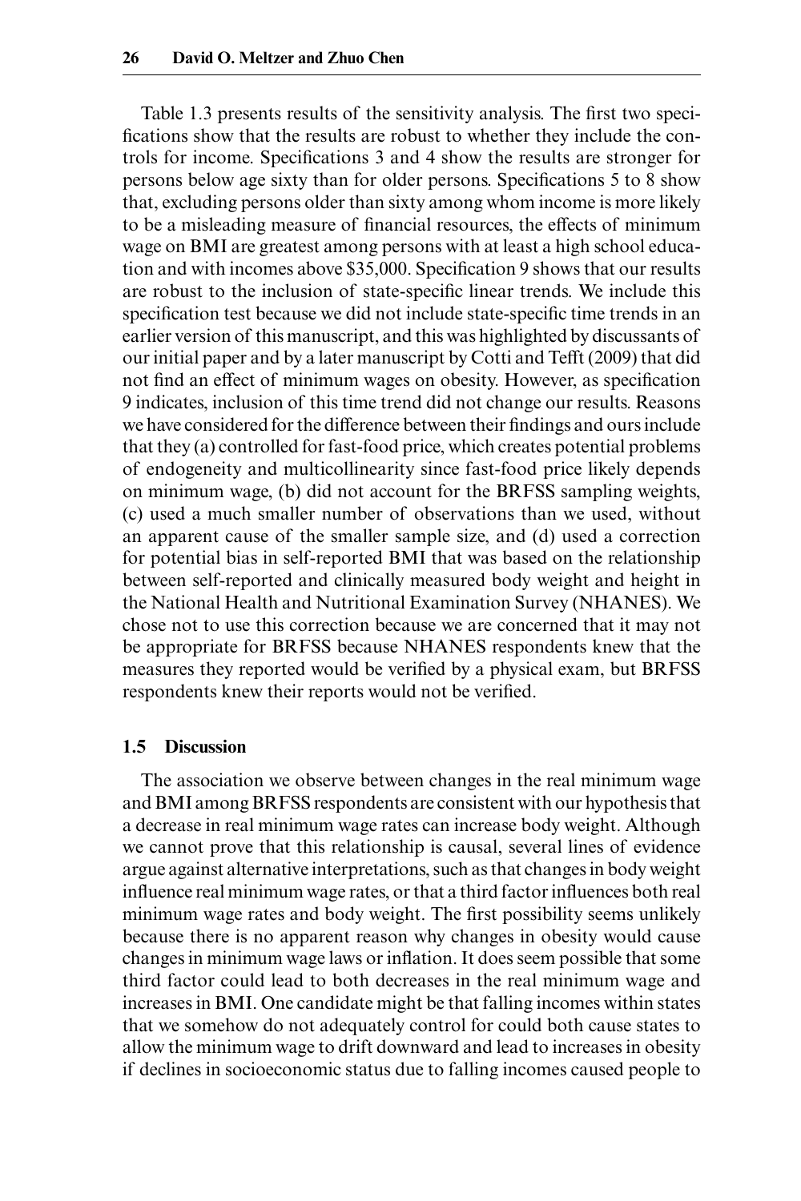Table 1.3 presents results of the sensitivity analysis. The first two specifications show that the results are robust to whether they include the controls for income. Specifications 3 and 4 show the results are stronger for persons below age sixty than for older persons. Specifications 5 to 8 show that, excluding persons older than sixty among whom income is more likely to be a misleading measure of financial resources, the effects of minimum wage on BMI are greatest among persons with at least a high school education and with incomes above $35,000. Specification 9 shows that our results are robust to the inclusion of state-specific linear trends. We include this specification test because we did not include state-specific time trends in an earlier version of this manuscript, and this was highlighted by discussants of our initial paper and by a later manuscript by Cotti and Tefft (2009) that did not find an effect of minimum wages on obesity. However, as specification 9 indicates, inclusion of this time trend did not change our results. Reasons we have considered for the difference between their findings and ours include that they (a) controlled for fast-food price, which creates potential problems of endogeneity and multicollinearity since fast-food price likely depends on minimum wage, (b) did not account for the BRFSS sampling weights, (c) used a much smaller number of observations than we used, without an apparent cause of the smaller sample size, and (d) used a correction for potential bias in self-reported BMI that was based on the relationship between self-reported and clinically measured body weight and height in the National Health and Nutritional Examination Survey (NHANES). We chose not to use this correction because we are concerned that it may not be appropriate for BRFSS because NHANES respondents knew that the measures they reported would be verified by a physical exam, but BRFSS respondents knew their reports would not be verified.

## 1.5 Discussion

The association we observe between changes in the real minimum wage and BMI among BRFSS respondents are consistent with our hypothesis that a decrease in real minimum wage rates can increase body weight. Although we cannot prove that this relationship is causal, several lines of evidence argue against alternative interpretations, such as that changes in body weight influence real minimum wage rates, or that a third factor influences both real minimum wage rates and body weight. The first possibility seems unlikely because there is no apparent reason why changes in obesity would cause changes in minimum wage laws or inflation. It does seem possible that some third factor could lead to both decreases in the real minimum wage and increases in BMI. One candidate might be that falling incomes within states that we somehow do not adequately control for could both cause states to allow the minimum wage to drift downward and lead to increases in obesity if declines in socioeconomic status due to falling incomes caused people to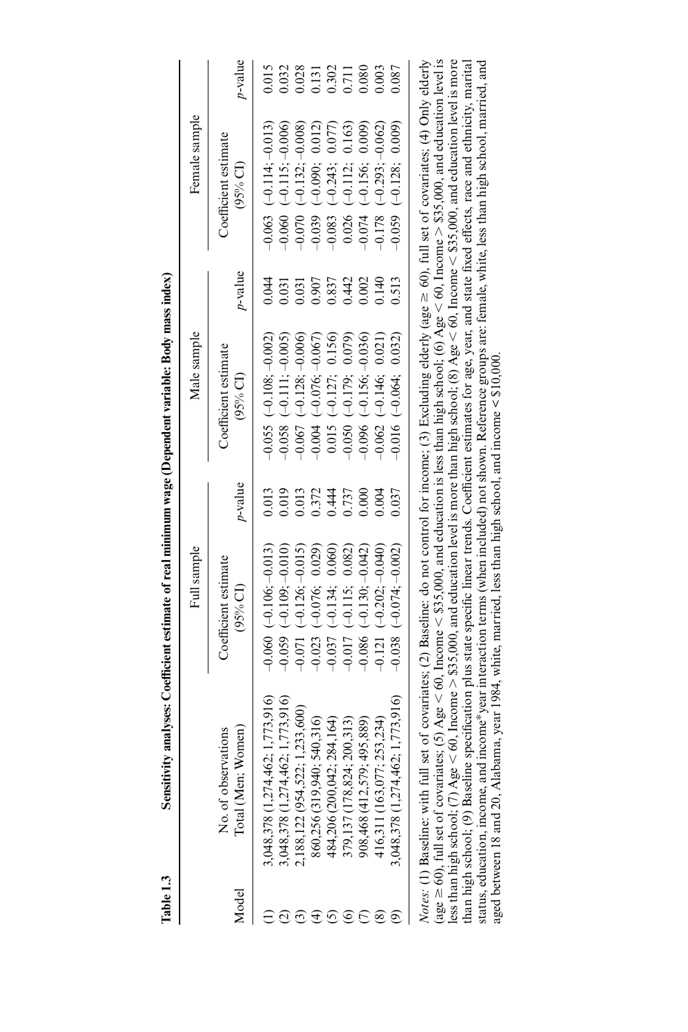**Table 1.3 Sensitivity analyses: Coefficient estimate of real minimum wage (Dependent variable: Body mass index)**

| Model | No. of observations Total (Men; Women) | Full sample | | Male sample | | Female sample | |
|---|---|---|---|---|---|---|---|
| | | Coefficient estimate (95% CI) | p-value | Coefficient estimate (95% CI) | p-value | Coefficient estimate (95% CI) | p-value |
| (1) | 3,048,378 (1,274,462; 1,773,916) | –0.060 (–0.106; –0.013) | 0.013 | –0.055 (–0.108; –0.002) | 0.044 | –0.063 (–0.114; –0.013) | 0.015 |
| (2) | 3,048,378 (1,274,462; 1,773,916) | –0.059 (–0.109; –0.010) | 0.019 | –0.058 (–0.111; –0.005) | 0.031 | –0.060 (–0.115; –0.006) | 0.032 |
| (3) | 2,188,122 (954,522; 1,233,600) | –0.071 (–0.126; –0.015) | 0.013 | –0.067 (–0.128; –0.006) | 0.031 | –0.070 (–0.132; –0.008) | 0.028 |
| (4) | 860,256 (319,940; 540,316) | –0.023 (–0.076; 0.029) | 0.372 | –0.004 (–0.076; –0.067) | 0.907 | –0.039 (–0.090; 0.012) | 0.131 |
| (5) | 484,206 (200,042; 284,164) | –0.037 (–0.134; 0.060) | 0.444 | 0.015 (–0.127; 0.156) | 0.837 | –0.083 (–0.243; 0.077) | 0.302 |
| (6) | 379,137 (178,824; 200,313) | –0.017 (–0.115; 0.082) | 0.737 | –0.050 (–0.179; 0.079) | 0.442 | 0.026 (–0.112; 0.163) | 0.711 |
| (7) | 908,468 (412,579; 495,889) | –0.086 (–0.130; –0.042) | 0.000 | –0.096 (–0.156; –0.036) | 0.002 | –0.074 (–0.156; 0.009) | 0.080 |
| (8) | 416,311 (163,077; 253,234) | –0.121 (–0.202; –0.040) | 0.004 | –0.062 (–0.146; 0.021) | 0.140 | –0.178 (–0.293; –0.062) | 0.003 |
| (9) | 3,048,378 (1,274,462; 1,773,916) | –0.038 (–0.074; –0.002) | 0.037 | –0.016 (–0.064; 0.032) | 0.513 | –0.059 (–0.128; 0.009) | 0.087 |

*Notes:* (1) Baseline: with full set of covariates; (2) Baseline: do not control for income; (3) Excluding elderly (age ≥ 60), full set of covariates; (4) Only elderly (age ≥ 60), full set of covariates; (5) Age < 60, Income < \$35,000, and education is less than high school; (6) Age < 60, Income > \$35,000, and education level is less than high school; (7) Age < 60, Income > \$35,000, and education level is more than high school; (8) Age < 60, Income < \$35,000, and education level is more than high school; (9) Baseline specification plus state specific linear trends. Coefficient estimates for age, year, and state fixed effects, race and ethnicity, marital status, education, income, and income*year interaction terms (when included) not shown. Reference groups are: female, white, less than high school, married, and aged between 18 and 20, Alabama, year 1984, white, married, less than high school, and income < \$10,000.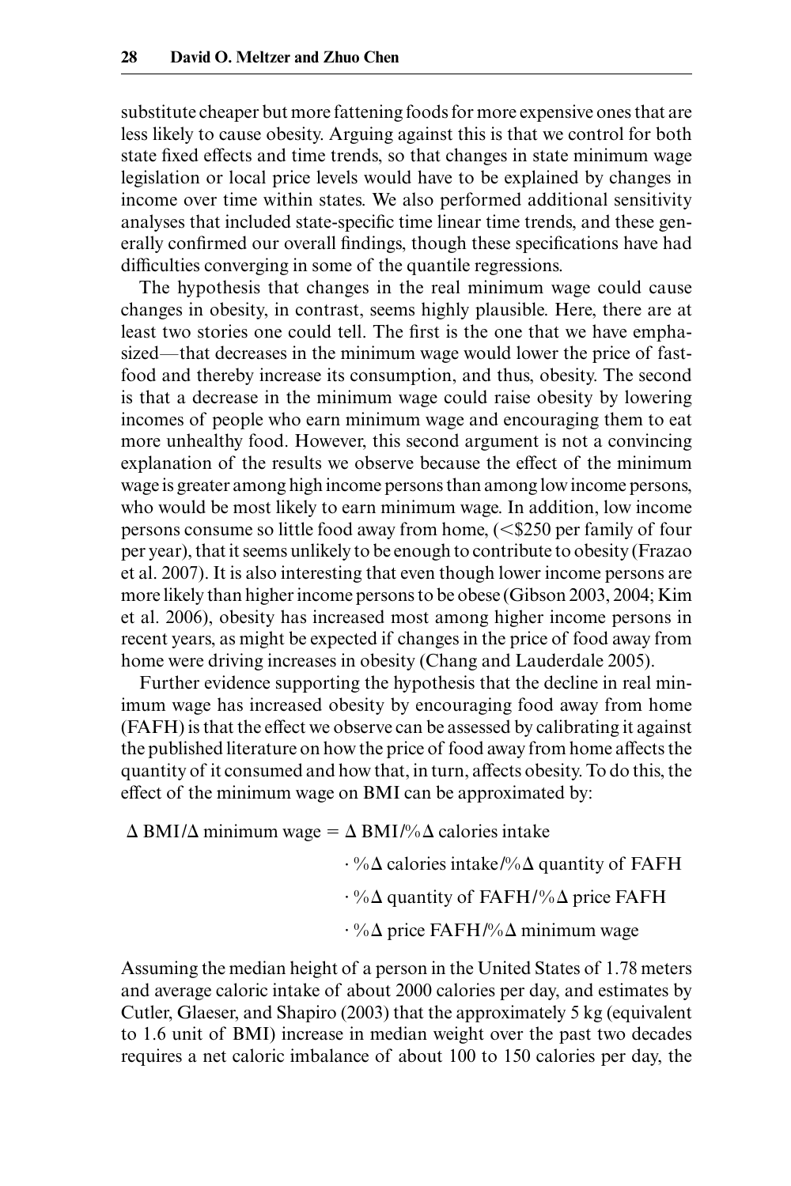substitute cheaper but more fattening foods for more expensive ones that are less likely to cause obesity. Arguing against this is that we control for both state fixed effects and time trends, so that changes in state minimum wage legislation or local price levels would have to be explained by changes in income over time within states. We also performed additional sensitivity analyses that included state-specific time linear time trends, and these generally confirmed our overall findings, though these specifications have had difficulties converging in some of the quantile regressions.

The hypothesis that changes in the real minimum wage could cause changes in obesity, in contrast, seems highly plausible. Here, there are at least two stories one could tell. The first is the one that we have emphasized—that decreases in the minimum wage would lower the price of fast-food and thereby increase its consumption, and thus, obesity. The second is that a decrease in the minimum wage could raise obesity by lowering incomes of people who earn minimum wage and encouraging them to eat more unhealthy food. However, this second argument is not a convincing explanation of the results we observe because the effect of the minimum wage is greater among high income persons than among low income persons, who would be most likely to earn minimum wage. In addition, low income persons consume so little food away from home, (<$250 per family of four per year), that it seems unlikely to be enough to contribute to obesity (Frazao et al. 2007). It is also interesting that even though lower income persons are more likely than higher income persons to be obese (Gibson 2003, 2004; Kim et al. 2006), obesity has increased most among higher income persons in recent years, as might be expected if changes in the price of food away from home were driving increases in obesity (Chang and Lauderdale 2005).

Further evidence supporting the hypothesis that the decline in real minimum wage has increased obesity by encouraging food away from home (FAFH) is that the effect we observe can be assessed by calibrating it against the published literature on how the price of food away from home affects the quantity of it consumed and how that, in turn, affects obesity. To do this, the effect of the minimum wage on BMI can be approximated by:

$$
\begin{aligned}
\Delta \text{ BMI}/\Delta \text{ minimum wage} = {} & \Delta \text{ BMI}/\%\Delta \text{ calories intake} \\
& \cdot \%\Delta \text{ calories intake}/\%\Delta \text{ quantity of FAFH} \\
& \cdot \%\Delta \text{ quantity of FAFH}/\%\Delta \text{ price FAFH} \\
& \cdot \%\Delta \text{ price FAFH}/\%\Delta \text{ minimum wage}
\end{aligned}
$$

Assuming the median height of a person in the United States of 1.78 meters and average caloric intake of about 2000 calories per day, and estimates by Cutler, Glaeser, and Shapiro (2003) that the approximately 5 kg (equivalent to 1.6 unit of BMI) increase in median weight over the past two decades requires a net caloric imbalance of about 100 to 150 calories per day, the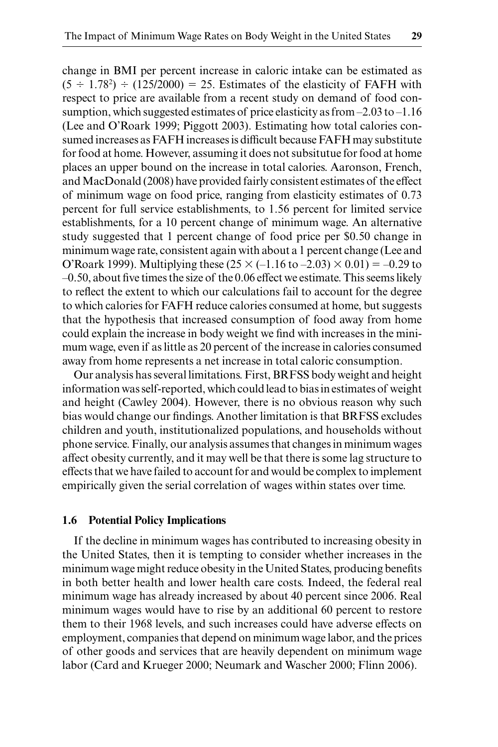change in BMI per percent increase in caloric intake can be estimated as $(5 \div 1.78^2) \div (125/2000) = 25$. Estimates of the elasticity of FAFH with respect to price are available from a recent study on demand of food consumption, which suggested estimates of price elasticity as from –2.03 to –1.16 (Lee and O'Roark 1999; Piggott 2003). Estimating how total calories consumed increases as FAFH increases is difficult because FAFH may substitute for food at home. However, assuming it does not subsitutue for food at home places an upper bound on the increase in total calories. Aaronson, French, and MacDonald (2008) have provided fairly consistent estimates of the effect of minimum wage on food price, ranging from elasticity estimates of 0.73 percent for full service establishments, to 1.56 percent for limited service establishments, for a 10 percent change of minimum wage. An alternative study suggested that 1 percent change of food price per \$0.50 change in minimum wage rate, consistent again with about a 1 percent change (Lee and O'Roark 1999). Multiplying these $(25 \times (-1.16 \text{ to } -2.03) \times 0.01) = -0.29 \text{ to } -0.50$, about five times the size of the 0.06 effect we estimate. This seems likely to reflect the extent to which our calculations fail to account for the degree to which calories for FAFH reduce calories consumed at home, but suggests that the hypothesis that increased consumption of food away from home could explain the increase in body weight we find with increases in the minimum wage, even if as little as 20 percent of the increase in calories consumed away from home represents a net increase in total caloric consumption.

Our analysis has several limitations. First, BRFSS body weight and height information was self-reported, which could lead to bias in estimates of weight and height (Cawley 2004). However, there is no obvious reason why such bias would change our findings. Another limitation is that BRFSS excludes children and youth, institutionalized populations, and households without phone service. Finally, our analysis assumes that changes in minimum wages affect obesity currently, and it may well be that there is some lag structure to effects that we have failed to account for and would be complex to implement empirically given the serial correlation of wages within states over time.

### 1.6 Potential Policy Implications

If the decline in minimum wages has contributed to increasing obesity in the United States, then it is tempting to consider whether increases in the minimum wage might reduce obesity in the United States, producing benefits in both better health and lower health care costs. Indeed, the federal real minimum wage has already increased by about 40 percent since 2006. Real minimum wages would have to rise by an additional 60 percent to restore them to their 1968 levels, and such increases could have adverse effects on employment, companies that depend on minimum wage labor, and the prices of other goods and services that are heavily dependent on minimum wage labor (Card and Krueger 2000; Neumark and Wascher 2000; Flinn 2006).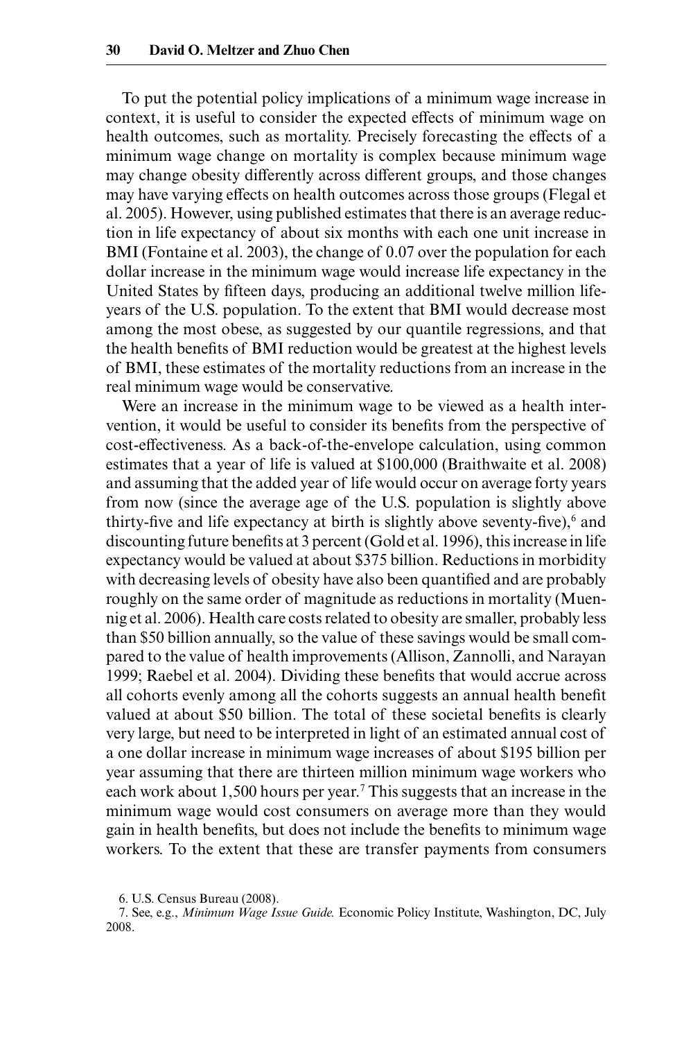To put the potential policy implications of a minimum wage increase in context, it is useful to consider the expected effects of minimum wage on health outcomes, such as mortality. Precisely forecasting the effects of a minimum wage change on mortality is complex because minimum wage may change obesity differently across different groups, and those changes may have varying effects on health outcomes across those groups (Flegal et al. 2005). However, using published estimates that there is an average reduction in life expectancy of about six months with each one unit increase in BMI (Fontaine et al. 2003), the change of 0.07 over the population for each dollar increase in the minimum wage would increase life expectancy in the United States by fifteen days, producing an additional twelve million life-years of the U.S. population. To the extent that BMI would decrease most among the most obese, as suggested by our quantile regressions, and that the health benefits of BMI reduction would be greatest at the highest levels of BMI, these estimates of the mortality reductions from an increase in the real minimum wage would be conservative.

Were an increase in the minimum wage to be viewed as a health intervention, it would be useful to consider its benefits from the perspective of cost-effectiveness. As a back-of-the-envelope calculation, using common estimates that a year of life is valued at $100,000 (Braithwaite et al. 2008) and assuming that the added year of life would occur on average forty years from now (since the average age of the U.S. population is slightly above thirty-five and life expectancy at birth is slightly above seventy-five),[6] and discounting future benefits at 3 percent (Gold et al. 1996), this increase in life expectancy would be valued at about $375 billion. Reductions in morbidity with decreasing levels of obesity have also been quantified and are probably roughly on the same order of magnitude as reductions in mortality (Muennig et al. 2006). Health care costs related to obesity are smaller, probably less than $50 billion annually, so the value of these savings would be small compared to the value of health improvements (Allison, Zannolli, and Narayan 1999; Raebel et al. 2004). Dividing these benefits that would accrue across all cohorts evenly among all the cohorts suggests an annual health benefit valued at about $50 billion. The total of these societal benefits is clearly very large, but need to be interpreted in light of an estimated annual cost of a one dollar increase in minimum wage increases of about $195 billion per year assuming that there are thirteen million minimum wage workers who each work about 1,500 hours per year.[7] This suggests that an increase in the minimum wage would cost consumers on average more than they would gain in health benefits, but does not include the benefits to minimum wage workers. To the extent that these are transfer payments from consumers

6. U.S. Census Bureau (2008).

7. See, e.g., *Minimum Wage Issue Guide.* Economic Policy Institute, Washington, DC, July 2008.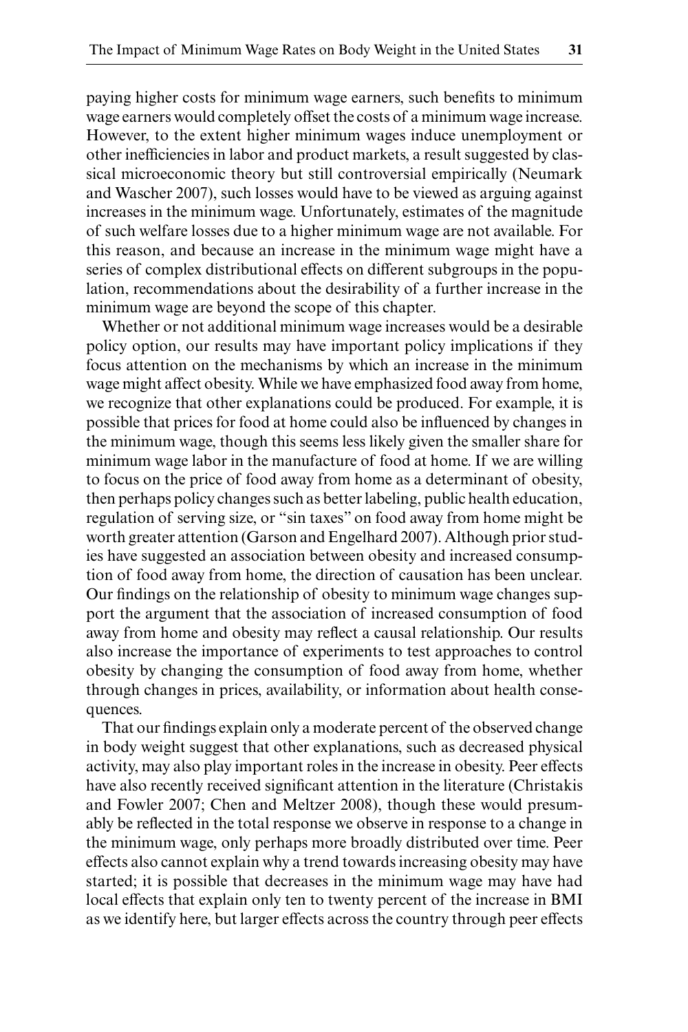paying higher costs for minimum wage earners, such benefits to minimum wage earners would completely offset the costs of a minimum wage increase. However, to the extent higher minimum wages induce unemployment or other inefficiencies in labor and product markets, a result suggested by classical microeconomic theory but still controversial empirically (Neumark and Wascher 2007), such losses would have to be viewed as arguing against increases in the minimum wage. Unfortunately, estimates of the magnitude of such welfare losses due to a higher minimum wage are not available. For this reason, and because an increase in the minimum wage might have a series of complex distributional effects on different subgroups in the population, recommendations about the desirability of a further increase in the minimum wage are beyond the scope of this chapter.

Whether or not additional minimum wage increases would be a desirable policy option, our results may have important policy implications if they focus attention on the mechanisms by which an increase in the minimum wage might affect obesity. While we have emphasized food away from home, we recognize that other explanations could be produced. For example, it is possible that prices for food at home could also be influenced by changes in the minimum wage, though this seems less likely given the smaller share for minimum wage labor in the manufacture of food at home. If we are willing to focus on the price of food away from home as a determinant of obesity, then perhaps policy changes such as better labeling, public health education, regulation of serving size, or "sin taxes" on food away from home might be worth greater attention (Garson and Engelhard 2007). Although prior studies have suggested an association between obesity and increased consumption of food away from home, the direction of causation has been unclear. Our findings on the relationship of obesity to minimum wage changes support the argument that the association of increased consumption of food away from home and obesity may reflect a causal relationship. Our results also increase the importance of experiments to test approaches to control obesity by changing the consumption of food away from home, whether through changes in prices, availability, or information about health consequences.

That our findings explain only a moderate percent of the observed change in body weight suggest that other explanations, such as decreased physical activity, may also play important roles in the increase in obesity. Peer effects have also recently received significant attention in the literature (Christakis and Fowler 2007; Chen and Meltzer 2008), though these would presumably be reflected in the total response we observe in response to a change in the minimum wage, only perhaps more broadly distributed over time. Peer effects also cannot explain why a trend towards increasing obesity may have started; it is possible that decreases in the minimum wage may have had local effects that explain only ten to twenty percent of the increase in BMI as we identify here, but larger effects across the country through peer effects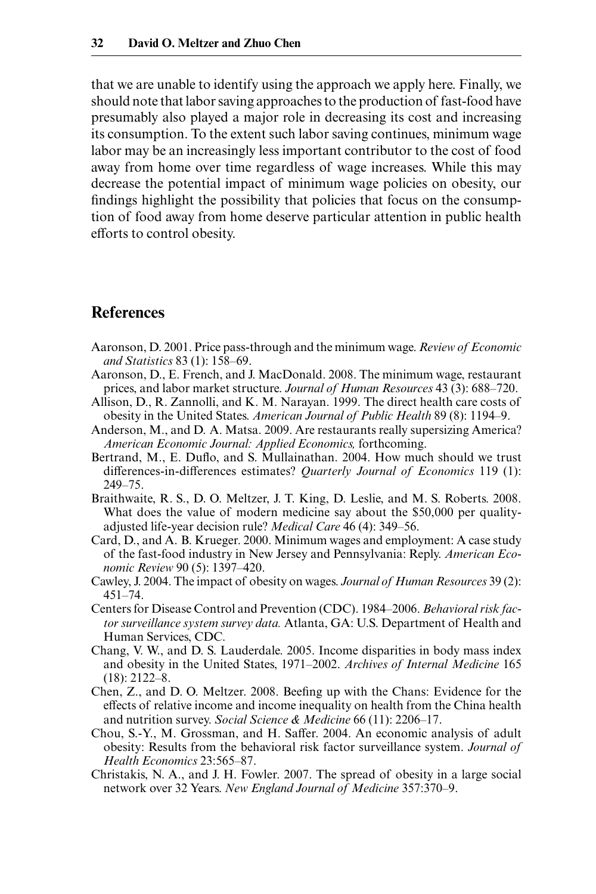that we are unable to identify using the approach we apply here. Finally, we should note that labor saving approaches to the production of fast-food have presumably also played a major role in decreasing its cost and increasing its consumption. To the extent such labor saving continues, minimum wage labor may be an increasingly less important contributor to the cost of food away from home over time regardless of wage increases. While this may decrease the potential impact of minimum wage policies on obesity, our findings highlight the possibility that policies that focus on the consumption of food away from home deserve particular attention in public health efforts to control obesity.

## References

Aaronson, D. 2001. Price pass-through and the minimum wage. *Review of Economic and Statistics* 83 (1): 158–69.

Aaronson, D., E. French, and J. MacDonald. 2008. The minimum wage, restaurant prices, and labor market structure. *Journal of Human Resources* 43 (3): 688–720.

Allison, D., R. Zannolli, and K. M. Narayan. 1999. The direct health care costs of obesity in the United States. *American Journal of Public Health* 89 (8): 1194–9.

Anderson, M., and D. A. Matsa. 2009. Are restaurants really supersizing America? *American Economic Journal: Applied Economics,* forthcoming.

Bertrand, M., E. Duflo, and S. Mullainathan. 2004. How much should we trust differences-in-differences estimates? *Quarterly Journal of Economics* 119 (1): 249–75.

Braithwaite, R. S., D. O. Meltzer, J. T. King, D. Leslie, and M. S. Roberts. 2008. What does the value of modern medicine say about the $50,000 per quality-adjusted life-year decision rule? *Medical Care* 46 (4): 349–56.

Card, D., and A. B. Krueger. 2000. Minimum wages and employment: A case study of the fast-food industry in New Jersey and Pennsylvania: Reply. *American Economic Review* 90 (5): 1397–420.

Cawley, J. 2004. The impact of obesity on wages. *Journal of Human Resources* 39 (2): 451–74.

Centers for Disease Control and Prevention (CDC). 1984–2006. *Behavioral risk factor surveillance system survey data.* Atlanta, GA: U.S. Department of Health and Human Services, CDC.

Chang, V. W., and D. S. Lauderdale. 2005. Income disparities in body mass index and obesity in the United States, 1971–2002. *Archives of Internal Medicine* 165 (18): 2122–8.

Chen, Z., and D. O. Meltzer. 2008. Beefing up with the Chans: Evidence for the effects of relative income and income inequality on health from the China health and nutrition survey. *Social Science & Medicine* 66 (11): 2206–17.

Chou, S.-Y., M. Grossman, and H. Saffer. 2004. An economic analysis of adult obesity: Results from the behavioral risk factor surveillance system. *Journal of Health Economics* 23:565–87.

Christakis, N. A., and J. H. Fowler. 2007. The spread of obesity in a large social network over 32 Years. *New England Journal of Medicine* 357:370–9.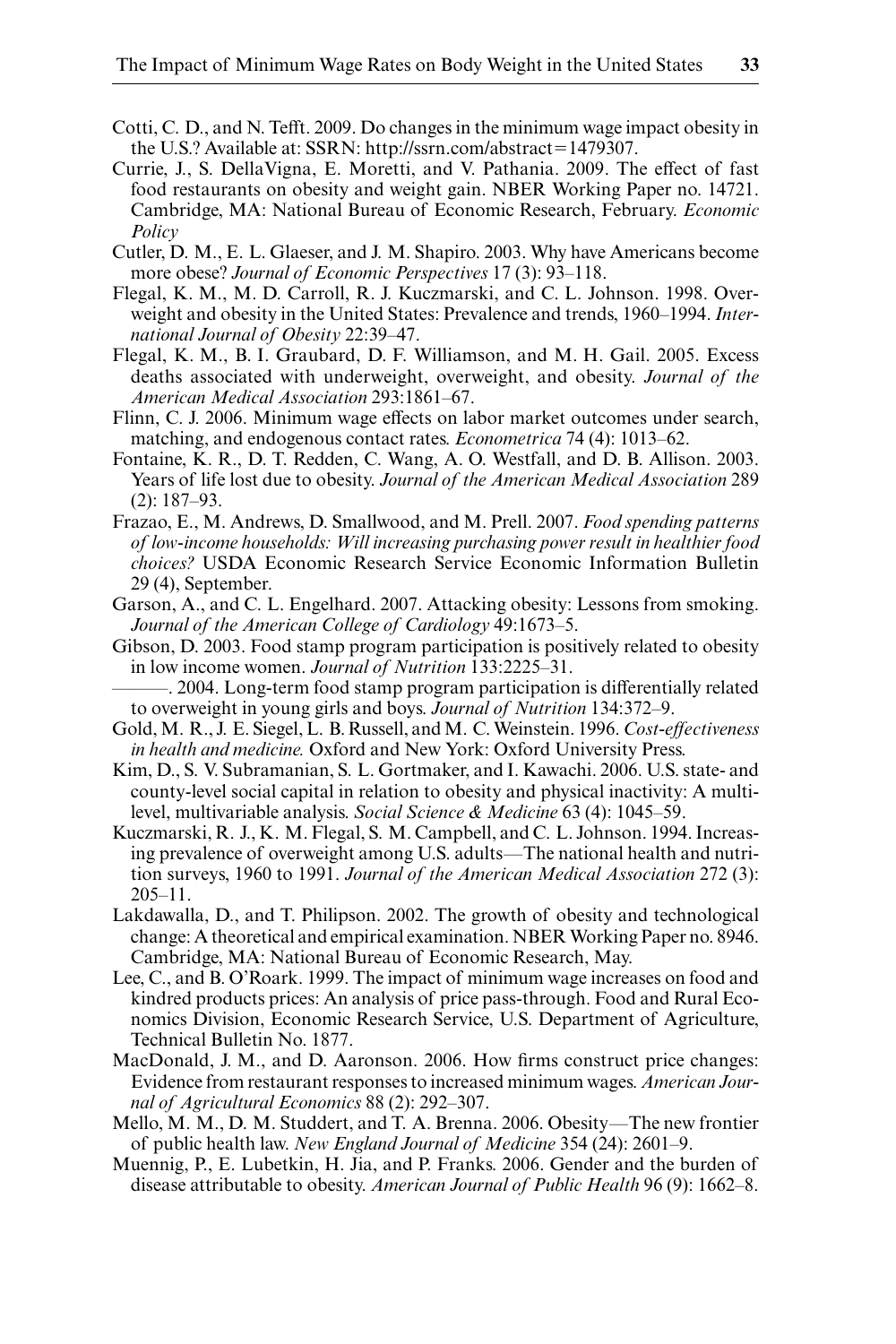Cotti, C. D., and N. Tefft. 2009. Do changes in the minimum wage impact obesity in the U.S.? Available at: SSRN: http://ssrn.com/abstract=1479307.

Currie, J., S. DellaVigna, E. Moretti, and V. Pathania. 2009. The effect of fast food restaurants on obesity and weight gain. NBER Working Paper no. 14721. Cambridge, MA: National Bureau of Economic Research, February. *Economic Policy*

Cutler, D. M., E. L. Glaeser, and J. M. Shapiro. 2003. Why have Americans become more obese? *Journal of Economic Perspectives* 17 (3): 93–118.

Flegal, K. M., M. D. Carroll, R. J. Kuczmarski, and C. L. Johnson. 1998. Overweight and obesity in the United States: Prevalence and trends, 1960–1994. *International Journal of Obesity* 22:39–47.

Flegal, K. M., B. I. Graubard, D. F. Williamson, and M. H. Gail. 2005. Excess deaths associated with underweight, overweight, and obesity. *Journal of the American Medical Association* 293:1861–67.

Flinn, C. J. 2006. Minimum wage effects on labor market outcomes under search, matching, and endogenous contact rates. *Econometrica* 74 (4): 1013–62.

Fontaine, K. R., D. T. Redden, C. Wang, A. O. Westfall, and D. B. Allison. 2003. Years of life lost due to obesity. *Journal of the American Medical Association* 289 (2): 187–93.

Frazao, E., M. Andrews, D. Smallwood, and M. Prell. 2007. *Food spending patterns of low-income households: Will increasing purchasing power result in healthier food choices?* USDA Economic Research Service Economic Information Bulletin 29 (4), September.

Garson, A., and C. L. Engelhard. 2007. Attacking obesity: Lessons from smoking. *Journal of the American College of Cardiology* 49:1673–5.

Gibson, D. 2003. Food stamp program participation is positively related to obesity in low income women. *Journal of Nutrition* 133:2225–31.

———. 2004. Long-term food stamp program participation is differentially related to overweight in young girls and boys. *Journal of Nutrition* 134:372–9.

Gold, M. R., J. E. Siegel, L. B. Russell, and M. C. Weinstein. 1996. *Cost-effectiveness in health and medicine.* Oxford and New York: Oxford University Press.

Kim, D., S. V. Subramanian, S. L. Gortmaker, and I. Kawachi. 2006. U.S. state- and county-level social capital in relation to obesity and physical inactivity: A multilevel, multivariable analysis. *Social Science & Medicine* 63 (4): 1045–59.

Kuczmarski, R. J., K. M. Flegal, S. M. Campbell, and C. L. Johnson. 1994. Increasing prevalence of overweight among U.S. adults—The national health and nutrition surveys, 1960 to 1991. *Journal of the American Medical Association* 272 (3): 205–11.

Lakdawalla, D., and T. Philipson. 2002. The growth of obesity and technological change: A theoretical and empirical examination. NBER Working Paper no. 8946. Cambridge, MA: National Bureau of Economic Research, May.

Lee, C., and B. O'Roark. 1999. The impact of minimum wage increases on food and kindred products prices: An analysis of price pass-through. Food and Rural Economics Division, Economic Research Service, U.S. Department of Agriculture, Technical Bulletin No. 1877.

MacDonald, J. M., and D. Aaronson. 2006. How firms construct price changes: Evidence from restaurant responses to increased minimum wages. *American Journal of Agricultural Economics* 88 (2): 292–307.

Mello, M. M., D. M. Studdert, and T. A. Brenna. 2006. Obesity—The new frontier of public health law. *New England Journal of Medicine* 354 (24): 2601–9.

Muennig, P., E. Lubetkin, H. Jia, and P. Franks. 2006. Gender and the burden of disease attributable to obesity. *American Journal of Public Health* 96 (9): 1662–8.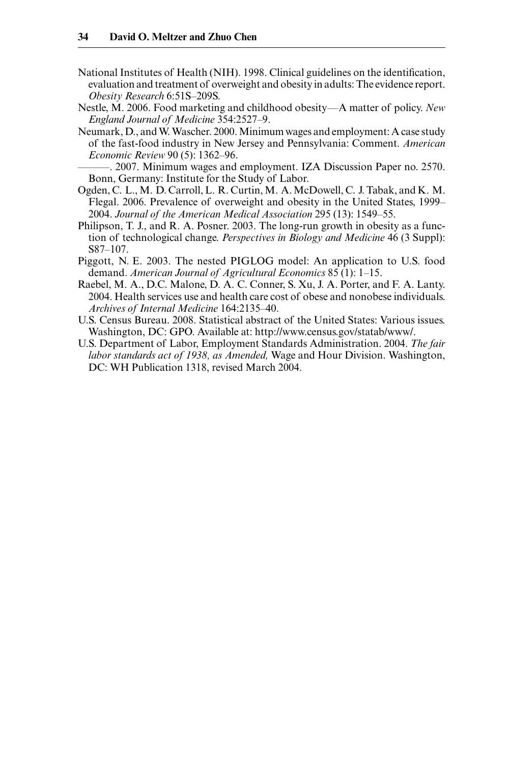National Institutes of Health (NIH). 1998. Clinical guidelines on the identification, evaluation and treatment of overweight and obesity in adults: The evidence report. *Obesity Research* 6:51S–209S.

Nestle, M. 2006. Food marketing and childhood obesity—A matter of policy. *New England Journal of Medicine* 354:2527–9.

Neumark, D., and W. Wascher. 2000. Minimum wages and employment: A case study of the fast-food industry in New Jersey and Pennsylvania: Comment. *American Economic Review* 90 (5): 1362–96.

———. 2007. Minimum wages and employment. IZA Discussion Paper no. 2570. Bonn, Germany: Institute for the Study of Labor.

Ogden, C. L., M. D. Carroll, L. R. Curtin, M. A. McDowell, C. J. Tabak, and K. M. Flegal. 2006. Prevalence of overweight and obesity in the United States, 1999–2004. *Journal of the American Medical Association* 295 (13): 1549–55.

Philipson, T. J., and R. A. Posner. 2003. The long-run growth in obesity as a function of technological change. *Perspectives in Biology and Medicine* 46 (3 Suppl): S87–107.

Piggott, N. E. 2003. The nested PIGLOG model: An application to U.S. food demand. *American Journal of Agricultural Economics* 85 (1): 1–15.

Raebel, M. A., D.C. Malone, D. A. C. Conner, S. Xu, J. A. Porter, and F. A. Lanty. 2004. Health services use and health care cost of obese and nonobese individuals. *Archives of Internal Medicine* 164:2135–40.

U.S. Census Bureau. 2008. Statistical abstract of the United States: Various issues. Washington, DC: GPO. Available at: http://www.census.gov/statab/www/.

U.S. Department of Labor, Employment Standards Administration. 2004. *The fair labor standards act of 1938, as Amended,* Wage and Hour Division. Washington, DC: WH Publication 1318, revised March 2004.